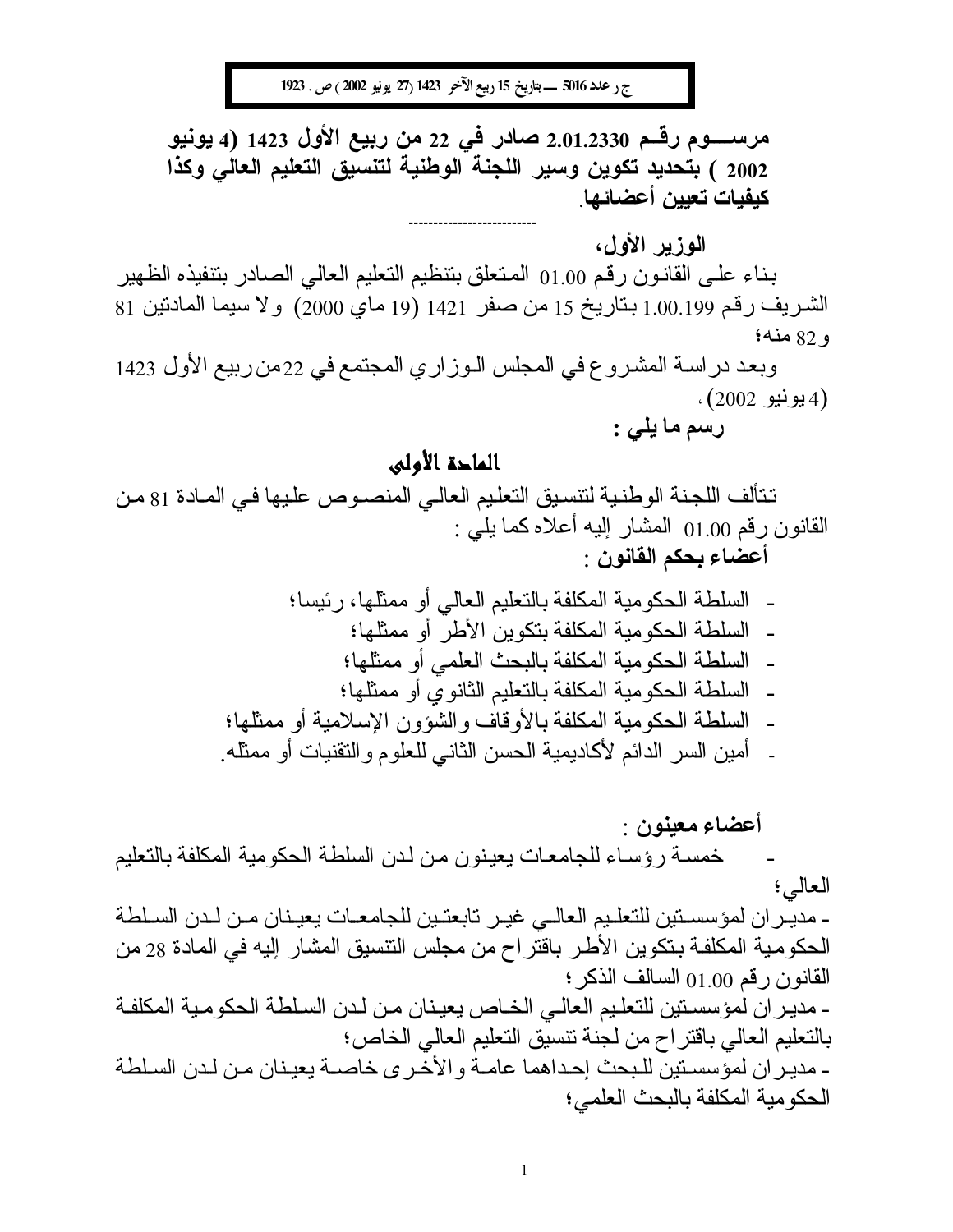**مرســـوم رقــم 2.01.2330 صادر في 22 من ربيع الأول 1423 (4 يونيو 2002 ) بتحديد تكوين وسير اللجنة الوطنية لتنسيق التعليم العالي وكذا كيفيات تعيين أعضائها.**

---

**الوزير الأول،**

بناء على القانون رقم 01.00 المتعلق بتنظيم التعليم العالي الصادر بتنفيذه الظهير الشريف رقم 1.00.199 بتاريخ 15 من صفر 1421 (19 ماي 2000) ولا سيما المادتين 81 و 82 منه؛

وبعد دراسة المشروع في المجلس الوزاري المجتمع في 22 من ربيع الأول 1423 (4 يونيو 2002)،

**رسم ما يلي :**

## المادة الأولى

تتألف اللجنة الوطنية لتنسيق التعليم العالي المنصوص عليها في المادة 81 من القانون رقم 01.00 المشار إليه أعلاه كما يلي :

**أعضاء بحكم القانون** :

- السلطة الحكومية المكلفة بالتعليم العالي أو ممثلها، رئيسا؛
- السلطة الحكومية المكلفة بتكوين الأطر أو ممثلها؛
- السلطة الحكومية المكلفة بالبحث العلمي أو ممثلها؛
- السلطة الحكومية المكلفة بالتعليم الثانوي أو ممثلها؛
- السلطة الحكومية المكلفة بالأوقاف والشؤون الإسلامية أو ممثلها؛
- أمين السر الدائم لأكاديمية الحسن الثاني للعلوم والتقنيات أو ممثله.

**أعضاء معينون** :

- خمسة رؤساء للجامعات يعينون من لدن السلطة الحكومية المكلفة بالتعليم العالي؛
- مديران لمؤسستين للتعليم العالي غير تابعتين للجامعات يعينان من لدن السلطة الحكومية المكلفة بتكوين الأطر باقتراح من مجلس التنسيق المشار إليه في المادة 28 من القانون رقم 01.00 السالف الذكر؛
- مديران لمؤسستين للتعليم العالي الخاص يعينان من لدن السلطة الحكومية المكلفة بالتعليم العالي باقتراح من لجنة تنسيق التعليم العالي الخاص؛
- مديران لمؤسستين للبحث إحداهما عامة والأخرى خاصة يعينان من لدن السلطة الحكومية المكلفة بالبحث العلمي؛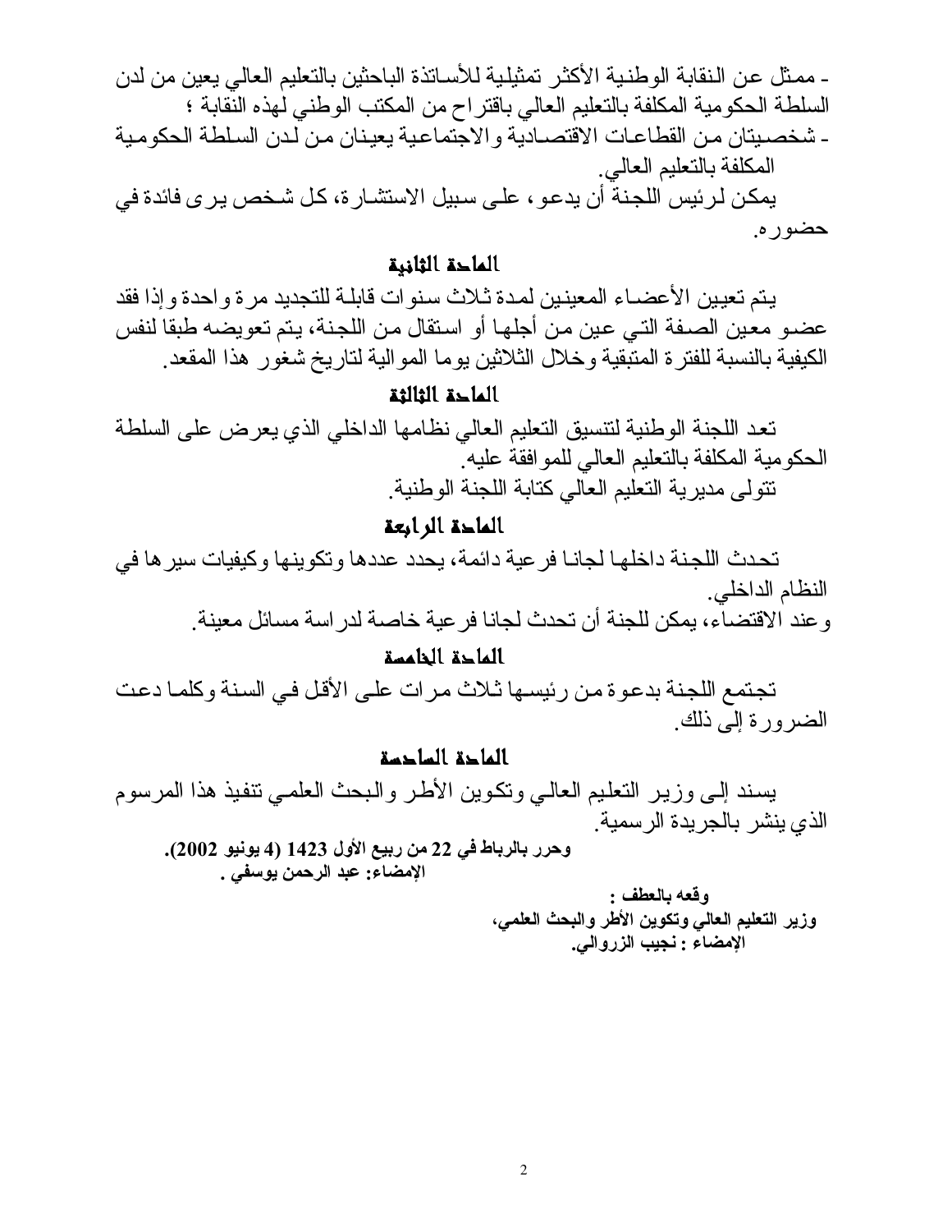- ممثل عن النقابة الوطنية الأكثر تمثيلية للأساتذة الباحثين بالتعليم العالي يعين من لدن السلطة الحكومية المكلفة بالتعليم العالي باقتراح من المكتب الوطني لهذه النقابة ؛
- شخصيتان من القطاعات الاقتصادية والاجتماعية يعينان من لدن السلطة الحكومية المكلفة بالتعليم العالي.

يمكن لرئيس اللجنة أن يدعو، على سبيل الاستشارة، كل شخص يرى فائدة في حضوره.

## المادة الثانية

يتم تعيين الأعضاء المعينين لمدة ثلاث سنوات قابلة للتجديد مرة واحدة وإذا فقد عضو معين الصفة التي عين من أجلها أو استقال من اللجنة، يتم تعويضه طبقا لنفس الكيفية بالنسبة للفترة المتبقية وخلال الثلاثين يوما الموالية لتاريخ شغور هذا المقعد.

## المادة الثالثة

تعد اللجنة الوطنية لتنسيق التعليم العالي نظامها الداخلي الذي يعرض على السلطة الحكومية المكلفة بالتعليم العالي للموافقة عليه.

تتولى مديرية التعليم العالي كتابة اللجنة الوطنية.

## المادة الرابعة

تحدث اللجنة داخلها لجانا فرعية دائمة، يحدد عددها وتكوينها وكيفيات سيرها في النظام الداخلي.

وعند الاقتضاء، يمكن للجنة أن تحدث لجانا فرعية خاصة لدراسة مسائل معينة.

## المادة الخامسة

تجتمع اللجنة بدعوة من رئيسها ثلاث مرات على الأقل في السنة وكلما دعت الضرورة إلى ذلك.

## المادة السادسة

يسند إلى وزير التعليم العالي وتكوين الأطر والبحث العلمي تنفيذ هذا المرسوم الذي ينشر بالجريدة الرسمية.

**وحرر بالرباط في 22 من ربيع الأول 1423 (4 يونيو 2002).**
**الإمضاء: عبد الرحمن يوسفي .**

**وقعه بالعطف :**
**وزير التعليم العالي وتكوين الأطر والبحث العلمي،**
**الإمضاء : نجيب الزروالي.**